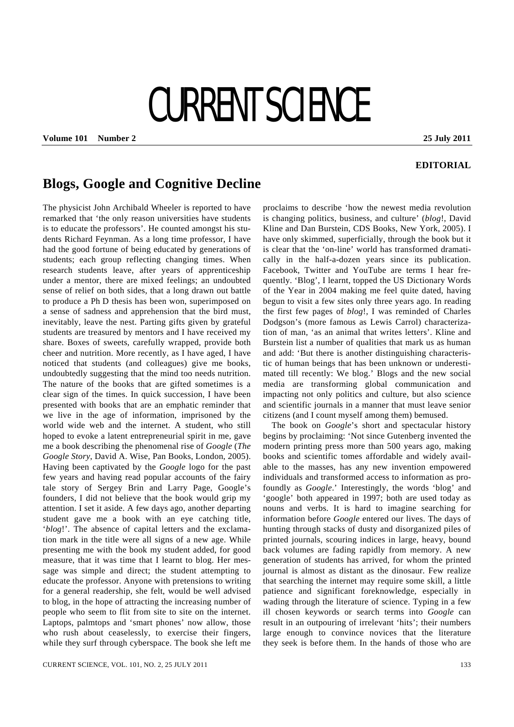# CURRENT SCIENCE

**EDITORIAL**

## Blogs, Google and Cognitive Decline

The physicist John Archibald Wheeler is reported to have remarked that 'the only reason universities have students is to educate the professors'. He counted amongst his students Richard Feynman. As a long time professor, I have had the good fortune of being educated by generations of students; each group reflecting changing times. When research students leave, after years of apprenticeship under a mentor, there are mixed feelings; an undoubted sense of relief on both sides, that a long drawn out battle to produce a Ph D thesis has been won, superimposed on a sense of sadness and apprehension that the bird must, inevitably, leave the nest. Parting gifts given by grateful students are treasured by mentors and I have received my share. Boxes of sweets, carefully wrapped, provide both cheer and nutrition. More recently, as I have aged, I have noticed that students (and colleagues) give me books, undoubtedly suggesting that the mind too needs nutrition. The nature of the books that are gifted sometimes is a clear sign of the times. In quick succession, I have been presented with books that are an emphatic reminder that we live in the age of information, imprisoned by the world wide web and the internet. A student, who still hoped to evoke a latent entrepreneurial spirit in me, gave me a book describing the phenomenal rise of *Google* (*The Google Story*, David A. Wise, Pan Books, London, 2005). Having been captivated by the *Google* logo for the past few years and having read popular accounts of the fairy tale story of Sergey Brin and Larry Page, Google's founders, I did not believe that the book would grip my attention. I set it aside. A few days ago, another departing student gave me a book with an eye catching title, '*blog*!'. The absence of capital letters and the exclamation mark in the title were all signs of a new age. While presenting me with the book my student added, for good measure, that it was time that I learnt to blog. Her message was simple and direct; the student attempting to educate the professor. Anyone with pretensions to writing for a general readership, she felt, would be well advised to blog, in the hope of attracting the increasing number of people who seem to flit from site to site on the internet. Laptops, palmtops and 'smart phones' now allow, those who rush about ceaselessly, to exercise their fingers, while they surf through cyberspace. The book she left me proclaims to describe 'how the newest media revolution is changing politics, business, and culture' (*blog*!, David Kline and Dan Burstein, CDS Books, New York, 2005). I have only skimmed, superficially, through the book but it is clear that the 'on-line' world has transformed dramatically in the half-a-dozen years since its publication. Facebook, Twitter and YouTube are terms I hear frequently. 'Blog', I learnt, topped the US Dictionary Words of the Year in 2004 making me feel quite dated, having begun to visit a few sites only three years ago. In reading the first few pages of *blog*!, I was reminded of Charles Dodgson's (more famous as Lewis Carrol) characterization of man, 'as an animal that writes letters'. Kline and Burstein list a number of qualities that mark us as human and add: 'But there is another distinguishing characteristic of human beings that has been unknown or underestimated till recently: We blog.' Blogs and the new social media are transforming global communication and impacting not only politics and culture, but also science and scientific journals in a manner that must leave senior citizens (and I count myself among them) bemused.

The book on *Google*'s short and spectacular history begins by proclaiming: 'Not since Gutenberg invented the modern printing press more than 500 years ago, making books and scientific tomes affordable and widely available to the masses, has any new invention empowered individuals and transformed access to information as profoundly as *Google*.' Interestingly, the words 'blog' and 'google' both appeared in 1997; both are used today as nouns and verbs. It is hard to imagine searching for information before *Google* entered our lives. The days of hunting through stacks of dusty and disorganized piles of printed journals, scouring indices in large, heavy, bound back volumes are fading rapidly from memory. A new generation of students has arrived, for whom the printed journal is almost as distant as the dinosaur. Few realize that searching the internet may require some skill, a little patience and significant foreknowledge, especially in wading through the literature of science. Typing in a few ill chosen keywords or search terms into *Google* can result in an outpouring of irrelevant 'hits'; their numbers large enough to convince novices that the literature they seek is before them. In the hands of those who are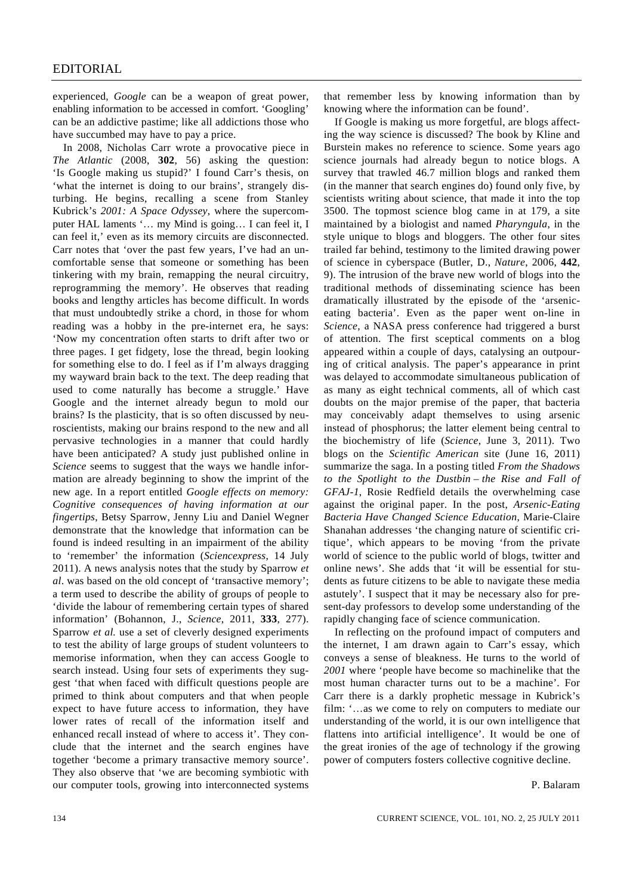experienced, *Google* can be a weapon of great power, enabling information to be accessed in comfort. 'Googling' can be an addictive pastime; like all addictions those who have succumbed may have to pay a price.

In 2008, Nicholas Carr wrote a provocative piece in *The Atlantic* (2008, **302**, 56) asking the question: 'Is Google making us stupid?' I found Carr's thesis, on 'what the internet is doing to our brains', strangely disturbing. He begins, recalling a scene from Stanley Kubrick's *2001: A Space Odyssey*, where the supercomputer HAL laments '… my Mind is going… I can feel it, I can feel it,' even as its memory circuits are disconnected. Carr notes that 'over the past few years, I've had an uncomfortable sense that someone or something has been tinkering with my brain, remapping the neural circuitry, reprogramming the memory'. He observes that reading books and lengthy articles has become difficult. In words that must undoubtedly strike a chord, in those for whom reading was a hobby in the pre-internet era, he says: 'Now my concentration often starts to drift after two or three pages. I get fidgety, lose the thread, begin looking for something else to do. I feel as if I'm always dragging my wayward brain back to the text. The deep reading that used to come naturally has become a struggle.' Have Google and the internet already begun to mold our brains? Is the plasticity, that is so often discussed by neuroscientists, making our brains respond to the new and all pervasive technologies in a manner that could hardly have been anticipated? A study just published online in *Science* seems to suggest that the ways we handle information are already beginning to show the imprint of the new age. In a report entitled *Google effects on memory: Cognitive consequences of having information at our fingertips*, Betsy Sparrow, Jenny Liu and Daniel Wegner demonstrate that the knowledge that information can be found is indeed resulting in an impairment of the ability to 'remember' the information (*Sciencexpress*, 14 July 2011). A news analysis notes that the study by Sparrow *et al*. was based on the old concept of 'transactive memory'; a term used to describe the ability of groups of people to 'divide the labour of remembering certain types of shared information' (Bohannon, J., *Science*, 2011, **333**, 277). Sparrow *et al.* use a set of cleverly designed experiments to test the ability of large groups of student volunteers to memorise information, when they can access Google to search instead. Using four sets of experiments they suggest 'that when faced with difficult questions people are primed to think about computers and that when people expect to have future access to information, they have lower rates of recall of the information itself and enhanced recall instead of where to access it'. They conclude that the internet and the search engines have together 'become a primary transactive memory source'. They also observe that 'we are becoming symbiotic with our computer tools, growing into interconnected systems that remember less by knowing information than by knowing where the information can be found'.

If Google is making us more forgetful, are blogs affecting the way science is discussed? The book by Kline and Burstein makes no reference to science. Some years ago science journals had already begun to notice blogs. A survey that trawled 46.7 million blogs and ranked them (in the manner that search engines do) found only five, by scientists writing about science, that made it into the top 3500. The topmost science blog came in at 179, a site maintained by a biologist and named *Pharyngula*, in the style unique to blogs and bloggers. The other four sites trailed far behind, testimony to the limited drawing power of science in cyberspace (Butler, D., *Nature*, 2006, **442**, 9). The intrusion of the brave new world of blogs into the traditional methods of disseminating science has been dramatically illustrated by the episode of the 'arsenic-eating bacteria'. Even as the paper went on-line in *Science*, a NASA press conference had triggered a burst of attention. The first sceptical comments on a blog appeared within a couple of days, catalysing an outpouring of critical analysis. The paper's appearance in print was delayed to accommodate simultaneous publication of as many as eight technical comments, all of which cast doubts on the major premise of the paper, that bacteria may conceivably adapt themselves to using arsenic instead of phosphorus; the latter element being central to the biochemistry of life (*Science*, June 3, 2011). Two blogs on the *Scientific American* site (June 16, 2011) summarize the saga. In a posting titled *From the Shadows to the Spotlight to the Dustbin – the Rise and Fall of GFAJ-1*, Rosie Redfield details the overwhelming case against the original paper. In the post, *Arsenic-Eating Bacteria Have Changed Science Education*, Marie-Claire Shanahan addresses 'the changing nature of scientific critique', which appears to be moving 'from the private world of science to the public world of blogs, twitter and online news'. She adds that 'it will be essential for students as future citizens to be able to navigate these media astutely'. I suspect that it may be necessary also for present-day professors to develop some understanding of the rapidly changing face of science communication.

In reflecting on the profound impact of computers and the internet, I am drawn again to Carr's essay, which conveys a sense of bleakness. He turns to the world of *2001* where 'people have become so machinelike that the most human character turns out to be a machine'. For Carr there is a darkly prophetic message in Kubrick's film: '…as we come to rely on computers to mediate our understanding of the world, it is our own intelligence that flattens into artificial intelligence'. It would be one of the great ironies of the age of technology if the growing power of computers fosters collective cognitive decline.

P. Balaram